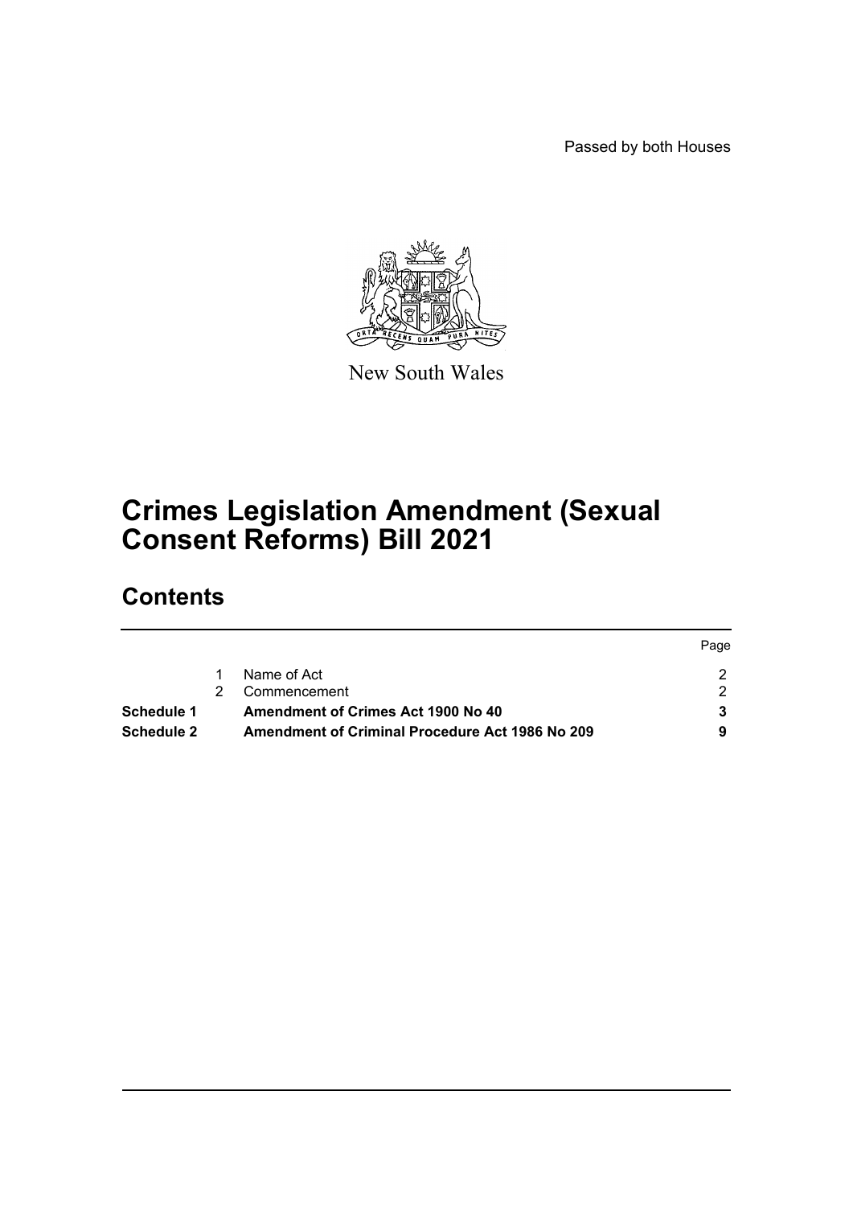Passed by both Houses

New South Wales

# Crimes Legislation Amendment (Sexual Consent Reforms) Bill 2021

## Contents

| | | | Page |
|---|---|---|---|
| | 1 | Name of Act | 2 |
| | 2 | Commencement | 2 |
| **Schedule 1** | | **Amendment of Crimes Act 1900 No 40** | **3** |
| **Schedule 2** | | **Amendment of Criminal Procedure Act 1986 No 209** | **9** |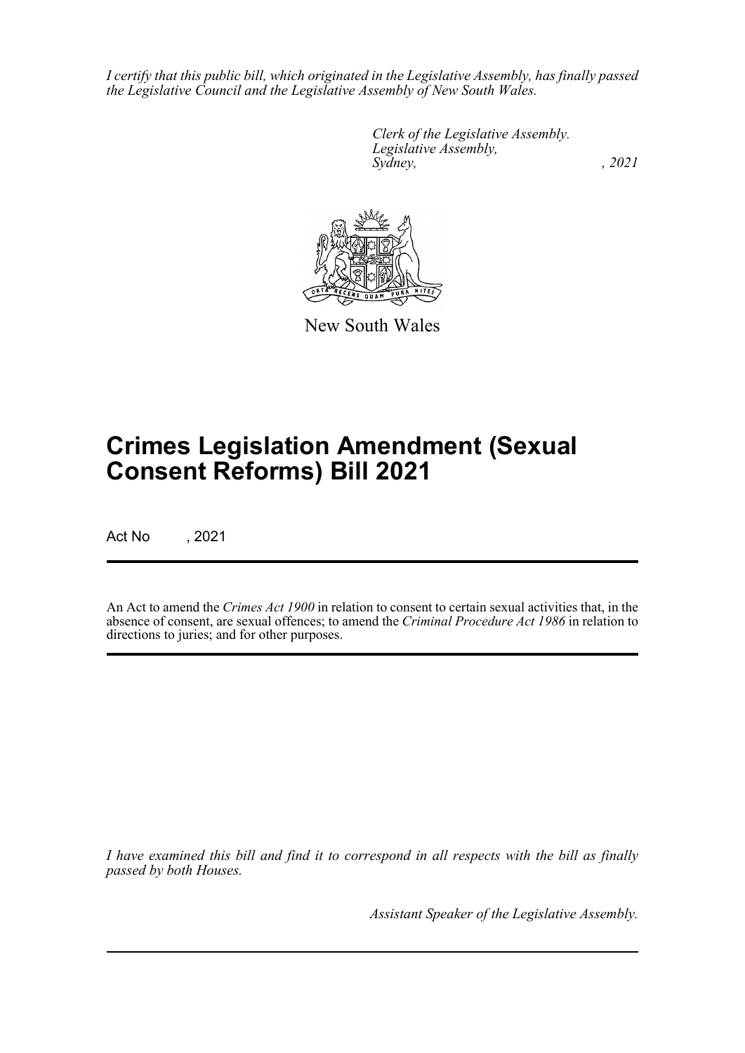*I certify that this public bill, which originated in the Legislative Assembly, has finally passed the Legislative Council and the Legislative Assembly of New South Wales.*

*Clerk of the Legislative Assembly.*
*Legislative Assembly,*
*Sydney, , 2021*

New South Wales

# Crimes Legislation Amendment (Sexual Consent Reforms) Bill 2021

Act No , 2021

An Act to amend the *Crimes Act 1900* in relation to consent to certain sexual activities that, in the absence of consent, are sexual offences; to amend the *Criminal Procedure Act 1986* in relation to directions to juries; and for other purposes.

*I have examined this bill and find it to correspond in all respects with the bill as finally passed by both Houses.*

*Assistant Speaker of the Legislative Assembly.*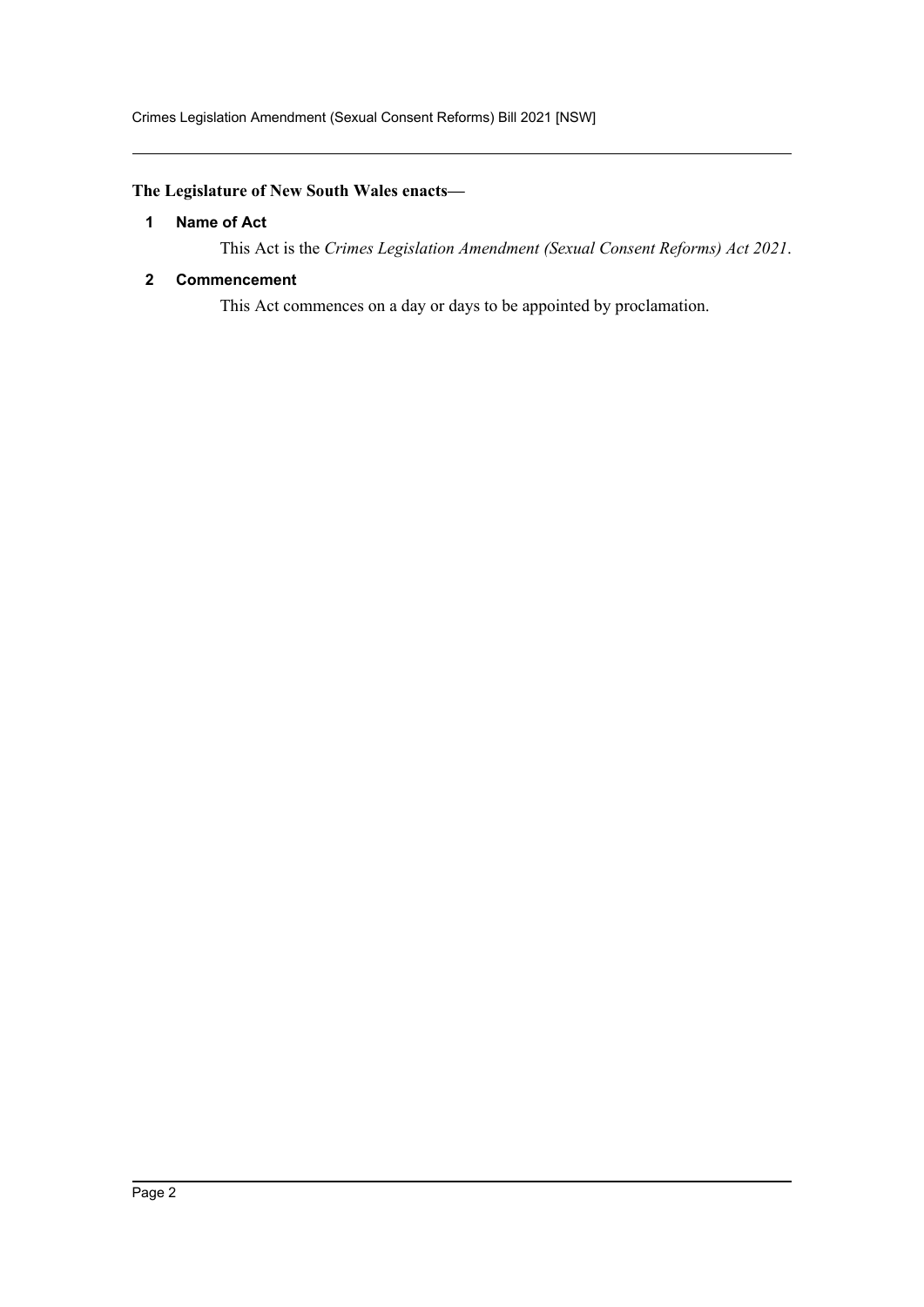**The Legislature of New South Wales enacts—**

## 1 Name of Act

This Act is the *Crimes Legislation Amendment (Sexual Consent Reforms) Act 2021*.

## 2 Commencement

This Act commences on a day or days to be appointed by proclamation.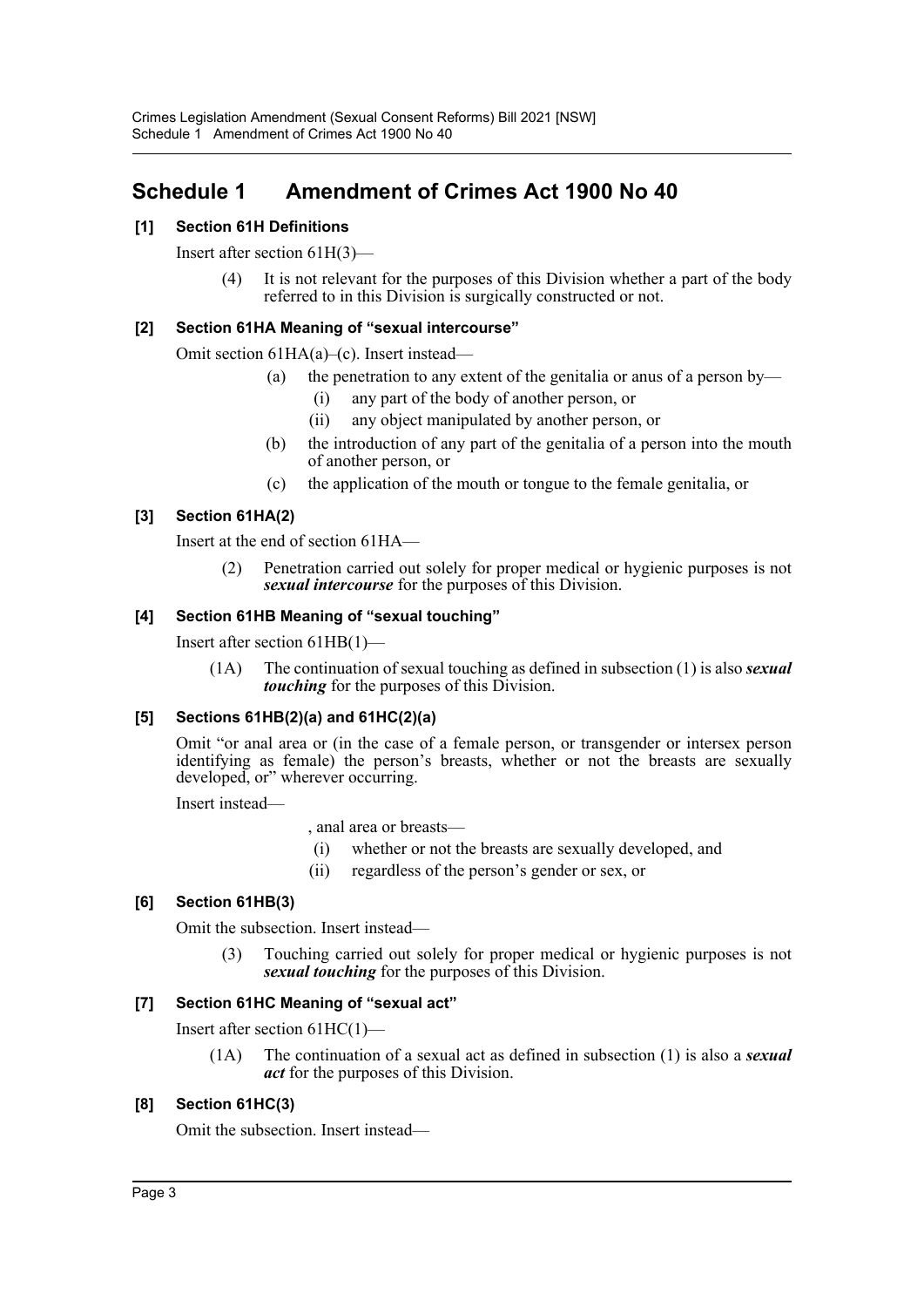# Schedule 1 Amendment of Crimes Act 1900 No 40

### [1] Section 61H Definitions

Insert after section 61H(3)—

(4) It is not relevant for the purposes of this Division whether a part of the body referred to in this Division is surgically constructed or not.

### [2] Section 61HA Meaning of "sexual intercourse"

Omit section 61HA(a)–(c). Insert instead—

(a) the penetration to any extent of the genitalia or anus of a person by—

(i) any part of the body of another person, or

(ii) any object manipulated by another person, or

(b) the introduction of any part of the genitalia of a person into the mouth of another person, or

(c) the application of the mouth or tongue to the female genitalia, or

### [3] Section 61HA(2)

Insert at the end of section 61HA—

(2) Penetration carried out solely for proper medical or hygienic purposes is not ***sexual intercourse*** for the purposes of this Division.

### [4] Section 61HB Meaning of "sexual touching"

Insert after section 61HB(1)—

(1A) The continuation of sexual touching as defined in subsection (1) is also ***sexual touching*** for the purposes of this Division.

### [5] Sections 61HB(2)(a) and 61HC(2)(a)

Omit "or anal area or (in the case of a female person, or transgender or intersex person identifying as female) the person's breasts, whether or not the breasts are sexually developed, or" wherever occurring.

Insert instead—

, anal area or breasts—

(i) whether or not the breasts are sexually developed, and

(ii) regardless of the person's gender or sex, or

### [6] Section 61HB(3)

Omit the subsection. Insert instead—

(3) Touching carried out solely for proper medical or hygienic purposes is not ***sexual touching*** for the purposes of this Division.

### [7] Section 61HC Meaning of "sexual act"

Insert after section 61HC(1)—

(1A) The continuation of a sexual act as defined in subsection (1) is also a ***sexual act*** for the purposes of this Division.

### [8] Section 61HC(3)

Omit the subsection. Insert instead—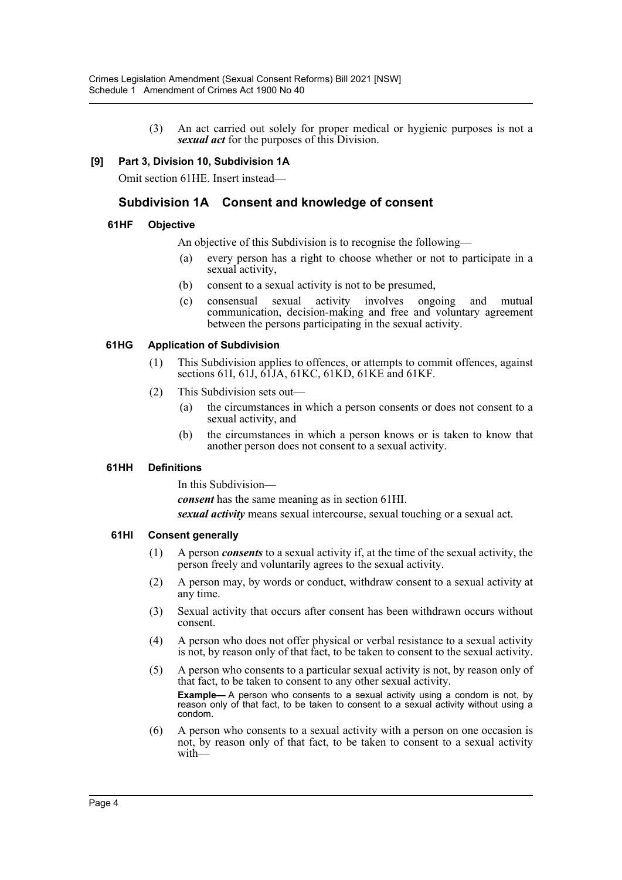(3) An act carried out solely for proper medical or hygienic purposes is not a ***sexual act*** for the purposes of this Division.

**[9] Part 3, Division 10, Subdivision 1A**

Omit section 61HE. Insert instead—

## Subdivision 1A Consent and knowledge of consent

### 61HF Objective

An objective of this Subdivision is to recognise the following—

(a) every person has a right to choose whether or not to participate in a sexual activity,

(b) consent to a sexual activity is not to be presumed,

(c) consensual sexual activity involves ongoing and mutual communication, decision-making and free and voluntary agreement between the persons participating in the sexual activity.

### 61HG Application of Subdivision

(1) This Subdivision applies to offences, or attempts to commit offences, against sections 61I, 61J, 61JA, 61KC, 61KD, 61KE and 61KF.

(2) This Subdivision sets out—

(a) the circumstances in which a person consents or does not consent to a sexual activity, and

(b) the circumstances in which a person knows or is taken to know that another person does not consent to a sexual activity.

### 61HH Definitions

In this Subdivision—

***consent*** has the same meaning as in section 61HI.

***sexual activity*** means sexual intercourse, sexual touching or a sexual act.

### 61HI Consent generally

(1) A person ***consents*** to a sexual activity if, at the time of the sexual activity, the person freely and voluntarily agrees to the sexual activity.

(2) A person may, by words or conduct, withdraw consent to a sexual activity at any time.

(3) Sexual activity that occurs after consent has been withdrawn occurs without consent.

(4) A person who does not offer physical or verbal resistance to a sexual activity is not, by reason only of that fact, to be taken to consent to the sexual activity.

(5) A person who consents to a particular sexual activity is not, by reason only of that fact, to be taken to consent to any other sexual activity.

**Example—** A person who consents to a sexual activity using a condom is not, by reason only of that fact, to be taken to consent to a sexual activity without using a condom.

(6) A person who consents to a sexual activity with a person on one occasion is not, by reason only of that fact, to be taken to consent to a sexual activity with—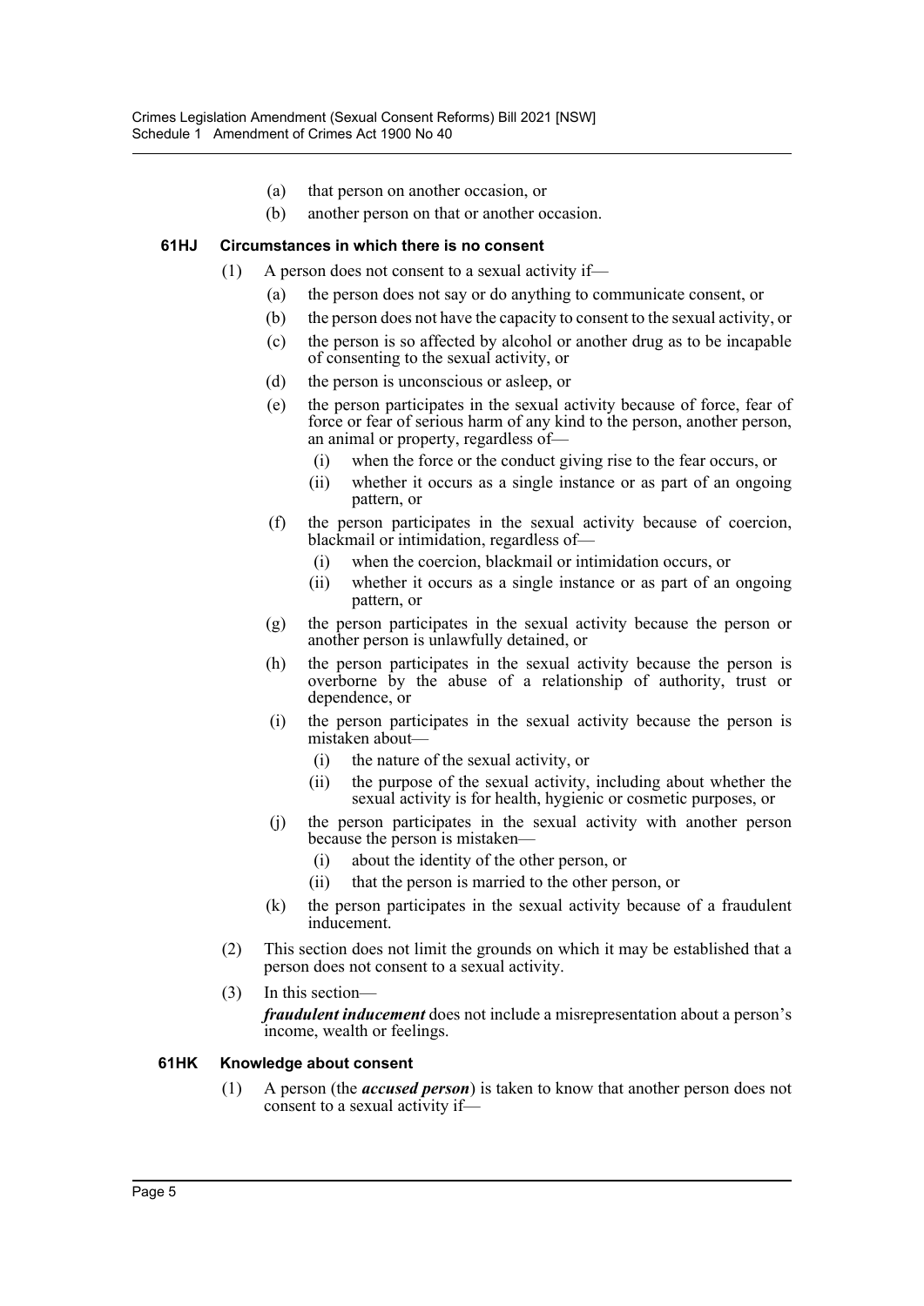(a) that person on another occasion, or

(b) another person on that or another occasion.

**61HJ Circumstances in which there is no consent**

(1) A person does not consent to a sexual activity if—

(a) the person does not say or do anything to communicate consent, or

(b) the person does not have the capacity to consent to the sexual activity, or

(c) the person is so affected by alcohol or another drug as to be incapable of consenting to the sexual activity, or

(d) the person is unconscious or asleep, or

(e) the person participates in the sexual activity because of force, fear of force or fear of serious harm of any kind to the person, another person, an animal or property, regardless of—

(i) when the force or the conduct giving rise to the fear occurs, or

(ii) whether it occurs as a single instance or as part of an ongoing pattern, or

(f) the person participates in the sexual activity because of coercion, blackmail or intimidation, regardless of—

(i) when the coercion, blackmail or intimidation occurs, or

(ii) whether it occurs as a single instance or as part of an ongoing pattern, or

(g) the person participates in the sexual activity because the person or another person is unlawfully detained, or

(h) the person participates in the sexual activity because the person is overborne by the abuse of a relationship of authority, trust or dependence, or

(i) the person participates in the sexual activity because the person is mistaken about—

(i) the nature of the sexual activity, or

(ii) the purpose of the sexual activity, including about whether the sexual activity is for health, hygienic or cosmetic purposes, or

(j) the person participates in the sexual activity with another person because the person is mistaken—

(i) about the identity of the other person, or

(ii) that the person is married to the other person, or

(k) the person participates in the sexual activity because of a fraudulent inducement.

(2) This section does not limit the grounds on which it may be established that a person does not consent to a sexual activity.

(3) In this section—

***fraudulent inducement*** does not include a misrepresentation about a person's income, wealth or feelings.

**61HK Knowledge about consent**

(1) A person (the ***accused person***) is taken to know that another person does not consent to a sexual activity if—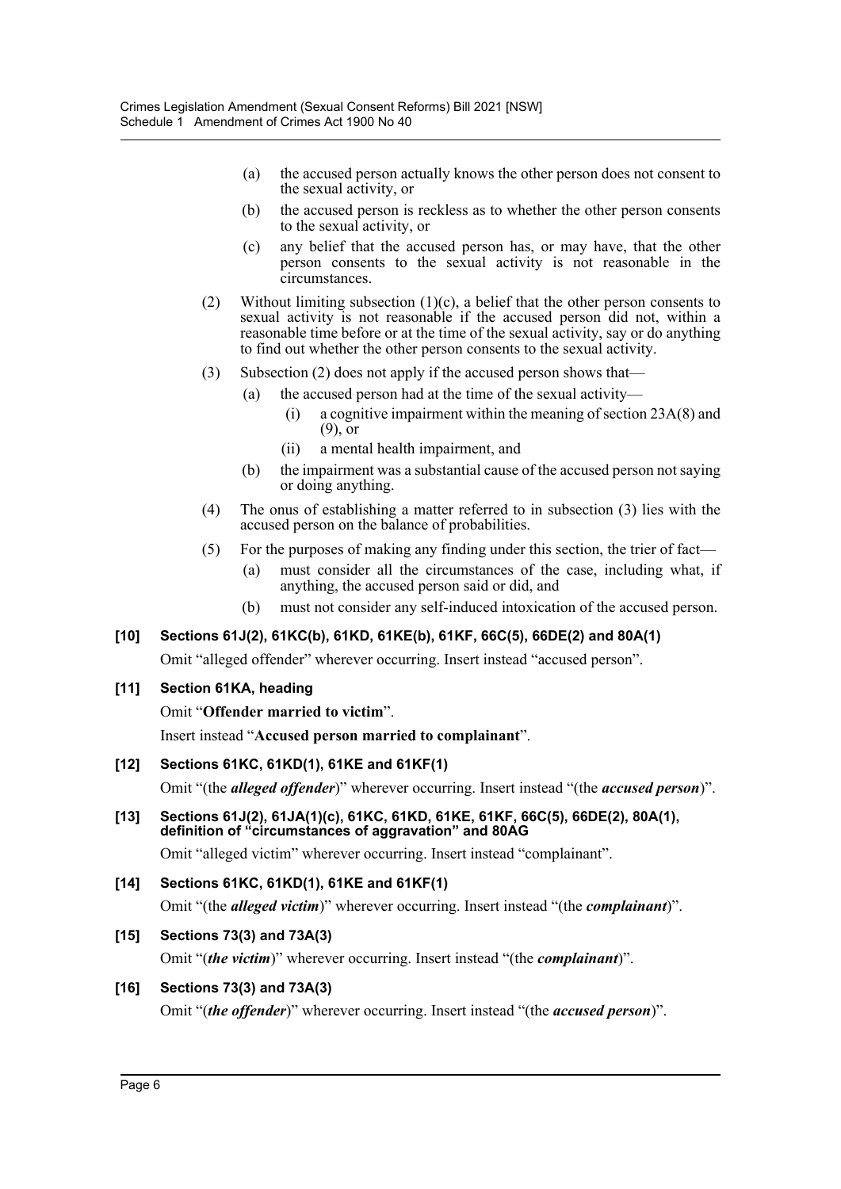(a) the accused person actually knows the other person does not consent to the sexual activity, or

(b) the accused person is reckless as to whether the other person consents to the sexual activity, or

(c) any belief that the accused person has, or may have, that the other person consents to the sexual activity is not reasonable in the circumstances.

(2) Without limiting subsection (1)(c), a belief that the other person consents to sexual activity is not reasonable if the accused person did not, within a reasonable time before or at the time of the sexual activity, say or do anything to find out whether the other person consents to the sexual activity.

(3) Subsection (2) does not apply if the accused person shows that—

(a) the accused person had at the time of the sexual activity—

(i) a cognitive impairment within the meaning of section 23A(8) and (9), or

(ii) a mental health impairment, and

(b) the impairment was a substantial cause of the accused person not saying or doing anything.

(4) The onus of establishing a matter referred to in subsection (3) lies with the accused person on the balance of probabilities.

(5) For the purposes of making any finding under this section, the trier of fact—

(a) must consider all the circumstances of the case, including what, if anything, the accused person said or did, and

(b) must not consider any self-induced intoxication of the accused person.

**[10] Sections 61J(2), 61KC(b), 61KD, 61KE(b), 61KF, 66C(5), 66DE(2) and 80A(1)**

Omit "alleged offender" wherever occurring. Insert instead "accused person".

**[11] Section 61KA, heading**

Omit "**Offender married to victim**".

Insert instead "**Accused person married to complainant**".

**[12] Sections 61KC, 61KD(1), 61KE and 61KF(1)**

Omit "(the ***alleged offender***)" wherever occurring. Insert instead "(the ***accused person***)".

**[13] Sections 61J(2), 61JA(1)(c), 61KC, 61KD, 61KE, 61KF, 66C(5), 66DE(2), 80A(1), definition of "circumstances of aggravation" and 80AG**

Omit "alleged victim" wherever occurring. Insert instead "complainant".

**[14] Sections 61KC, 61KD(1), 61KE and 61KF(1)**

Omit "(the ***alleged victim***)" wherever occurring. Insert instead "(the ***complainant***)".

**[15] Sections 73(3) and 73A(3)**

Omit "(***the victim***)" wherever occurring. Insert instead "(the ***complainant***)".

**[16] Sections 73(3) and 73A(3)**

Omit "(***the offender***)" wherever occurring. Insert instead "(the ***accused person***)".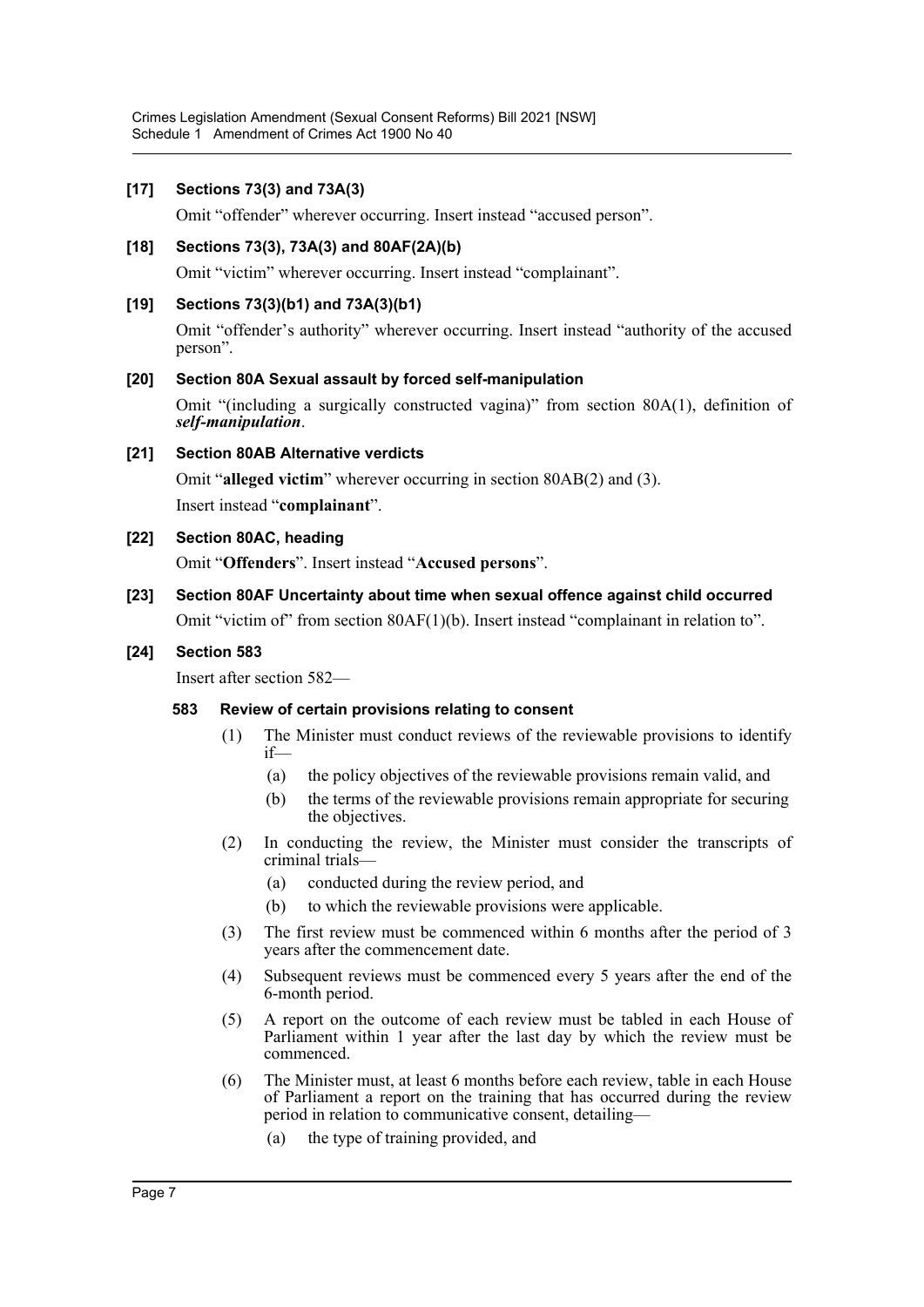**[17] Sections 73(3) and 73A(3)**

Omit "offender" wherever occurring. Insert instead "accused person".

**[18] Sections 73(3), 73A(3) and 80AF(2A)(b)**

Omit "victim" wherever occurring. Insert instead "complainant".

**[19] Sections 73(3)(b1) and 73A(3)(b1)**

Omit "offender's authority" wherever occurring. Insert instead "authority of the accused person".

**[20] Section 80A Sexual assault by forced self-manipulation**

Omit "(including a surgically constructed vagina)" from section 80A(1), definition of ***self-manipulation***.

**[21] Section 80AB Alternative verdicts**

Omit "**alleged victim**" wherever occurring in section 80AB(2) and (3).

Insert instead "**complainant**".

**[22] Section 80AC, heading**

Omit "**Offenders**". Insert instead "**Accused persons**".

**[23] Section 80AF Uncertainty about time when sexual offence against child occurred**

Omit "victim of" from section 80AF(1)(b). Insert instead "complainant in relation to".

**[24] Section 583**

Insert after section 582—

**583 Review of certain provisions relating to consent**

(1) The Minister must conduct reviews of the reviewable provisions to identify if—

(a) the policy objectives of the reviewable provisions remain valid, and

(b) the terms of the reviewable provisions remain appropriate for securing the objectives.

(2) In conducting the review, the Minister must consider the transcripts of criminal trials—

(a) conducted during the review period, and

(b) to which the reviewable provisions were applicable.

(3) The first review must be commenced within 6 months after the period of 3 years after the commencement date.

(4) Subsequent reviews must be commenced every 5 years after the end of the 6-month period.

(5) A report on the outcome of each review must be tabled in each House of Parliament within 1 year after the last day by which the review must be commenced.

(6) The Minister must, at least 6 months before each review, table in each House of Parliament a report on the training that has occurred during the review period in relation to communicative consent, detailing—

(a) the type of training provided, and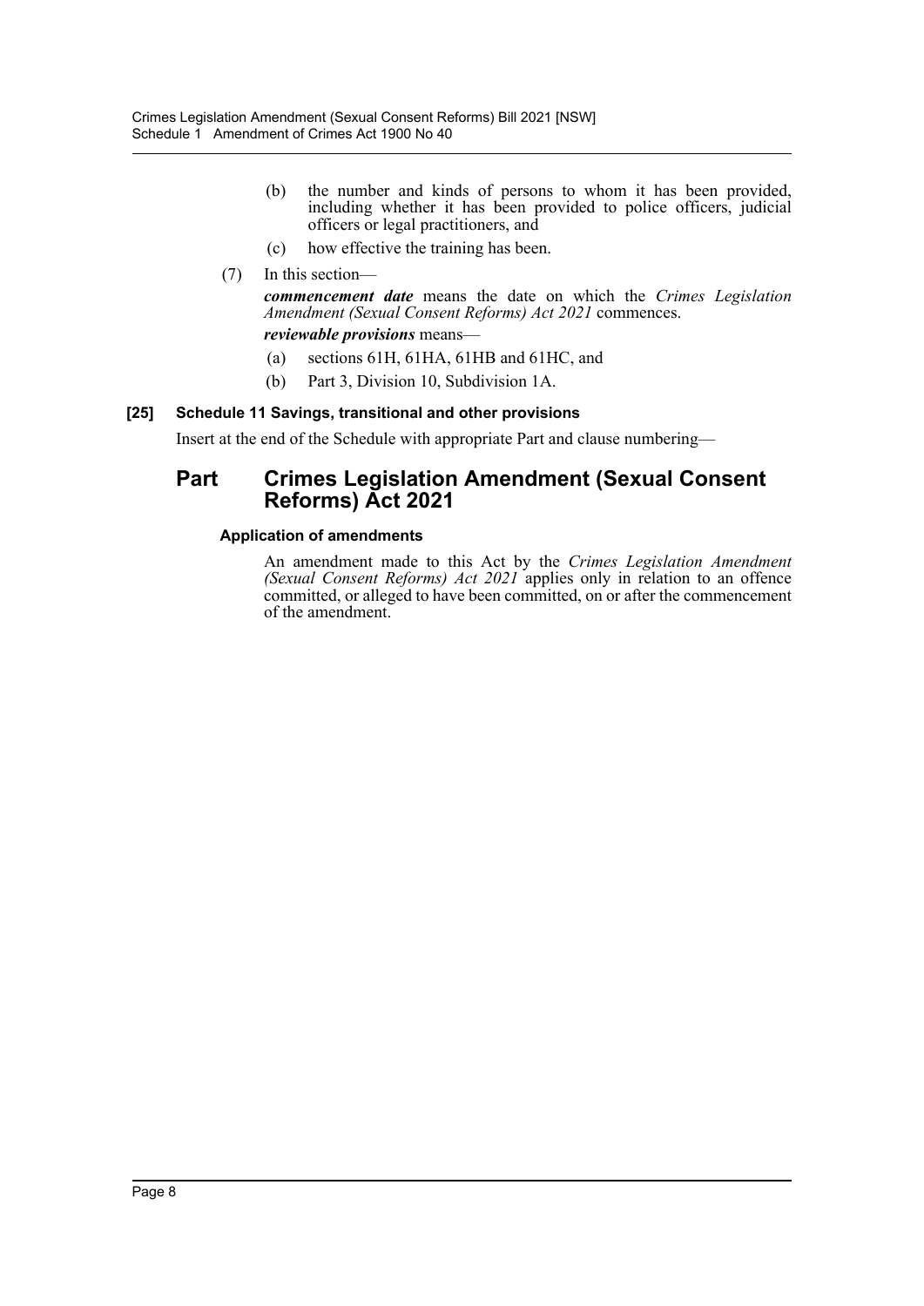(b) the number and kinds of persons to whom it has been provided, including whether it has been provided to police officers, judicial officers or legal practitioners, and

(c) how effective the training has been.

(7) In this section—

***commencement date*** means the date on which the *Crimes Legislation Amendment (Sexual Consent Reforms) Act 2021* commences.

***reviewable provisions*** means—

(a) sections 61H, 61HA, 61HB and 61HC, and

(b) Part 3, Division 10, Subdivision 1A.

#### [25] Schedule 11 Savings, transitional and other provisions

Insert at the end of the Schedule with appropriate Part and clause numbering—

## Part Crimes Legislation Amendment (Sexual Consent Reforms) Act 2021

#### Application of amendments

An amendment made to this Act by the *Crimes Legislation Amendment (Sexual Consent Reforms) Act 2021* applies only in relation to an offence committed, or alleged to have been committed, on or after the commencement of the amendment.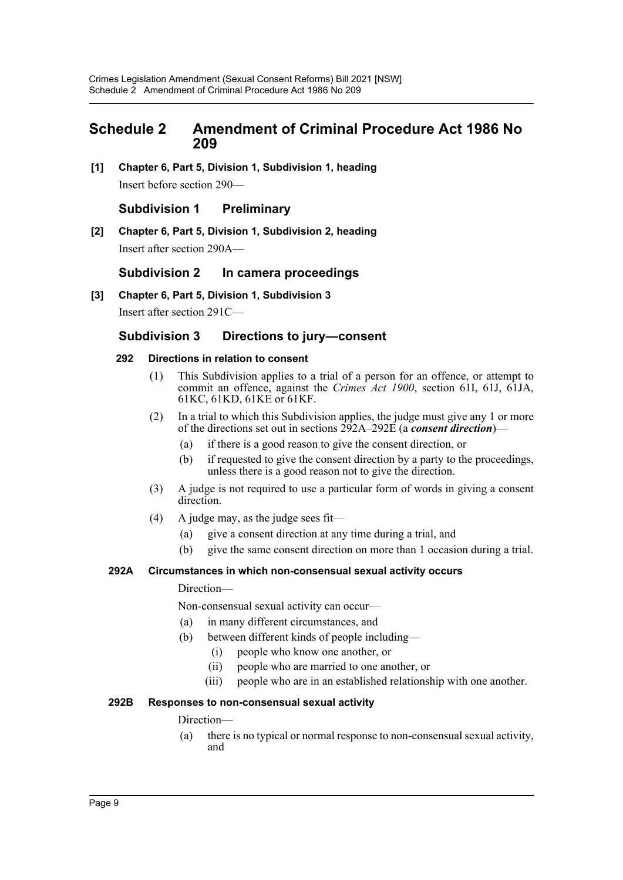# Schedule 2 Amendment of Criminal Procedure Act 1986 No 209

**[1] Chapter 6, Part 5, Division 1, Subdivision 1, heading**

Insert before section 290—

### Subdivision 1 Preliminary

**[2] Chapter 6, Part 5, Division 1, Subdivision 2, heading**

Insert after section 290A—

### Subdivision 2 In camera proceedings

**[3] Chapter 6, Part 5, Division 1, Subdivision 3**

Insert after section 291C—

### Subdivision 3 Directions to jury—consent

#### 292 Directions in relation to consent

(1) This Subdivision applies to a trial of a person for an offence, or attempt to commit an offence, against the *Crimes Act 1900*, section 61I, 61J, 61JA, 61KC, 61KD, 61KE or 61KF.

(2) In a trial to which this Subdivision applies, the judge must give any 1 or more of the directions set out in sections 292A–292E (a ***consent direction***)—

- (a) if there is a good reason to give the consent direction, or
- (b) if requested to give the consent direction by a party to the proceedings, unless there is a good reason not to give the direction.

(3) A judge is not required to use a particular form of words in giving a consent direction.

(4) A judge may, as the judge sees fit—

- (a) give a consent direction at any time during a trial, and
- (b) give the same consent direction on more than 1 occasion during a trial.

#### 292A Circumstances in which non-consensual sexual activity occurs

Direction—

Non-consensual sexual activity can occur—

- (a) in many different circumstances, and
- (b) between different kinds of people including—
  - (i) people who know one another, or
  - (ii) people who are married to one another, or
  - (iii) people who are in an established relationship with one another.

#### 292B Responses to non-consensual sexual activity

Direction—

- (a) there is no typical or normal response to non-consensual sexual activity, and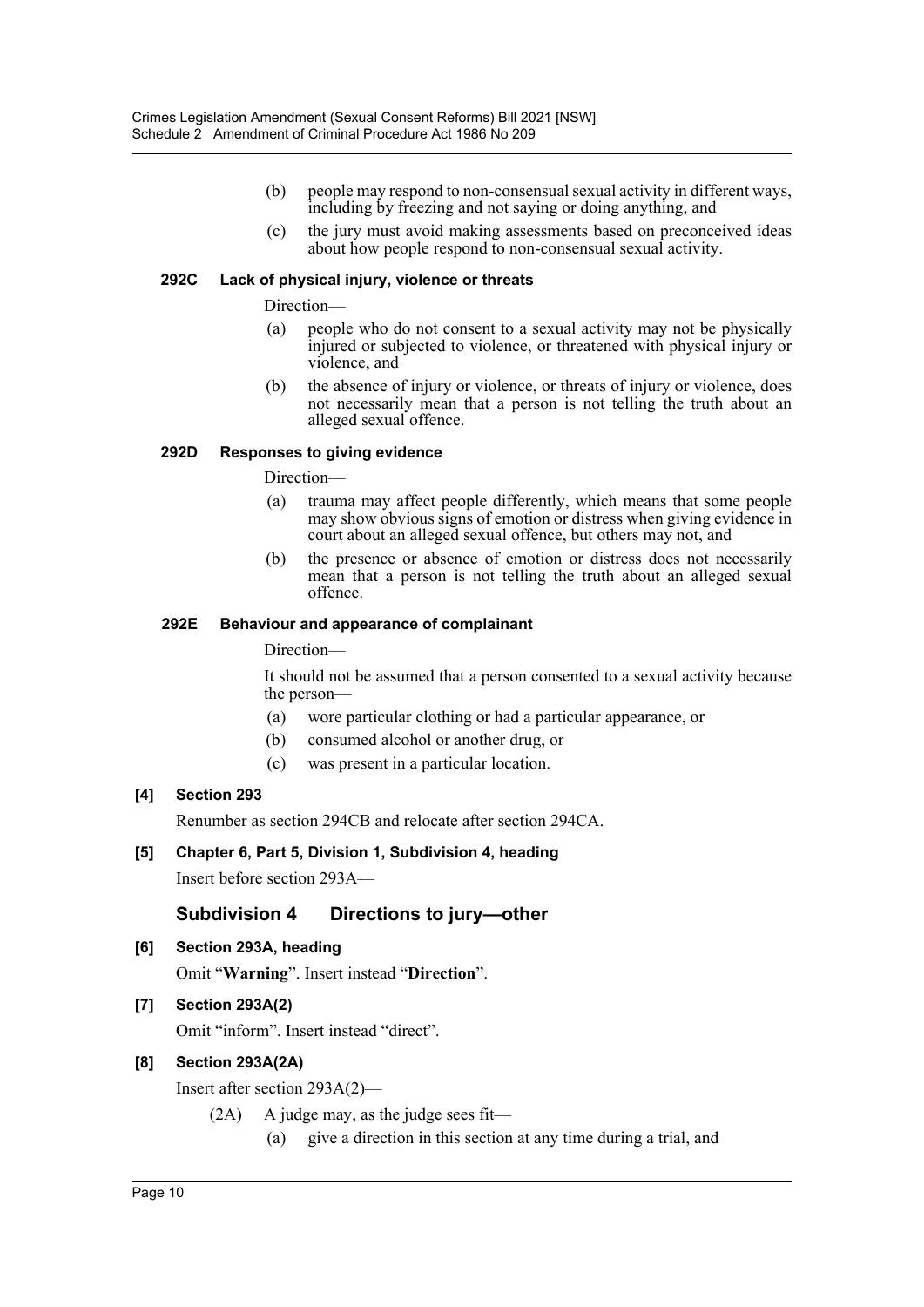(b) people may respond to non-consensual sexual activity in different ways, including by freezing and not saying or doing anything, and

(c) the jury must avoid making assessments based on preconceived ideas about how people respond to non-consensual sexual activity.

**292C Lack of physical injury, violence or threats**

Direction—

(a) people who do not consent to a sexual activity may not be physically injured or subjected to violence, or threatened with physical injury or violence, and

(b) the absence of injury or violence, or threats of injury or violence, does not necessarily mean that a person is not telling the truth about an alleged sexual offence.

**292D Responses to giving evidence**

Direction—

(a) trauma may affect people differently, which means that some people may show obvious signs of emotion or distress when giving evidence in court about an alleged sexual offence, but others may not, and

(b) the presence or absence of emotion or distress does not necessarily mean that a person is not telling the truth about an alleged sexual offence.

**292E Behaviour and appearance of complainant**

Direction—

It should not be assumed that a person consented to a sexual activity because the person—

(a) wore particular clothing or had a particular appearance, or

(b) consumed alcohol or another drug, or

(c) was present in a particular location.

**[4] Section 293**

Renumber as section 294CB and relocate after section 294CA.

**[5] Chapter 6, Part 5, Division 1, Subdivision 4, heading**

Insert before section 293A—

## Subdivision 4 Directions to jury—other

**[6] Section 293A, heading**

Omit "**Warning**". Insert instead "**Direction**".

**[7] Section 293A(2)**

Omit "inform". Insert instead "direct".

**[8] Section 293A(2A)**

Insert after section 293A(2)—

(2A) A judge may, as the judge sees fit—

(a) give a direction in this section at any time during a trial, and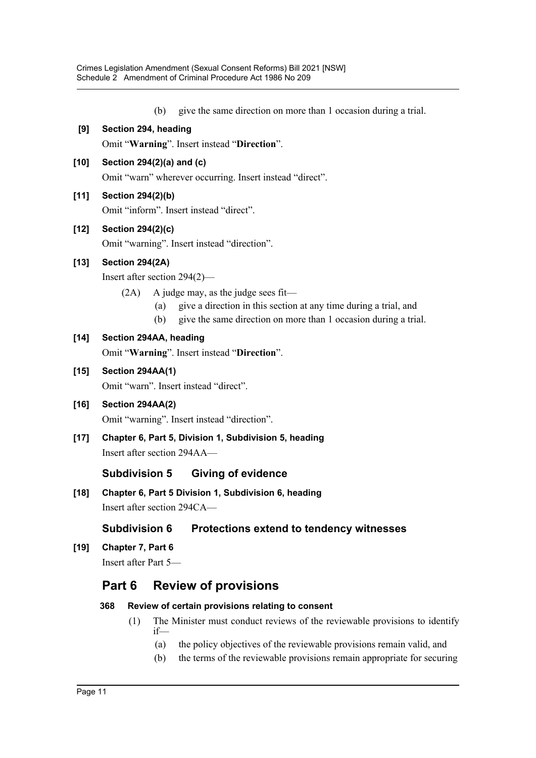(b) give the same direction on more than 1 occasion during a trial.

**[9] Section 294, heading**

Omit "**Warning**". Insert instead "**Direction**".

**[10] Section 294(2)(a) and (c)**

Omit "warn" wherever occurring. Insert instead "direct".

**[11] Section 294(2)(b)**

Omit "inform". Insert instead "direct".

**[12] Section 294(2)(c)**

Omit "warning". Insert instead "direction".

**[13] Section 294(2A)**

Insert after section 294(2)—

(2A) A judge may, as the judge sees fit—

(a) give a direction in this section at any time during a trial, and

(b) give the same direction on more than 1 occasion during a trial.

**[14] Section 294AA, heading**

Omit "**Warning**". Insert instead "**Direction**".

**[15] Section 294AA(1)**

Omit "warn". Insert instead "direct".

**[16] Section 294AA(2)**

Omit "warning". Insert instead "direction".

**[17] Chapter 6, Part 5, Division 1, Subdivision 5, heading**

Insert after section 294AA—

### Subdivision 5 Giving of evidence

**[18] Chapter 6, Part 5 Division 1, Subdivision 6, heading**

Insert after section 294CA—

### Subdivision 6 Protections extend to tendency witnesses

**[19] Chapter 7, Part 6**

Insert after Part 5—

## Part 6 Review of provisions

#### 368 Review of certain provisions relating to consent

(1) The Minister must conduct reviews of the reviewable provisions to identify if—

(a) the policy objectives of the reviewable provisions remain valid, and

(b) the terms of the reviewable provisions remain appropriate for securing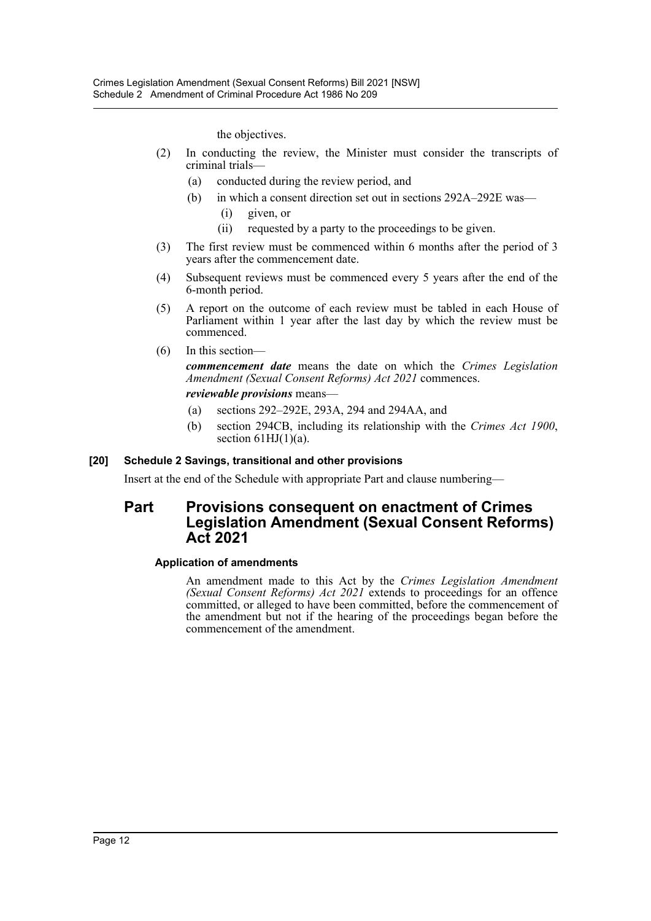the objectives.

(2) In conducting the review, the Minister must consider the transcripts of criminal trials—

- (a) conducted during the review period, and
- (b) in which a consent direction set out in sections 292A–292E was—
  - (i) given, or
  - (ii) requested by a party to the proceedings to be given.

(3) The first review must be commenced within 6 months after the period of 3 years after the commencement date.

(4) Subsequent reviews must be commenced every 5 years after the end of the 6-month period.

(5) A report on the outcome of each review must be tabled in each House of Parliament within 1 year after the last day by which the review must be commenced.

(6) In this section—

***commencement date*** means the date on which the *Crimes Legislation Amendment (Sexual Consent Reforms) Act 2021* commences.

***reviewable provisions*** means—

- (a) sections 292–292E, 293A, 294 and 294AA, and
- (b) section 294CB, including its relationship with the *Crimes Act 1900*, section 61HJ(1)(a).

**[20] Schedule 2 Savings, transitional and other provisions**

Insert at the end of the Schedule with appropriate Part and clause numbering—

## Part Provisions consequent on enactment of Crimes Legislation Amendment (Sexual Consent Reforms) Act 2021

#### Application of amendments

An amendment made to this Act by the *Crimes Legislation Amendment (Sexual Consent Reforms) Act 2021* extends to proceedings for an offence committed, or alleged to have been committed, before the commencement of the amendment but not if the hearing of the proceedings began before the commencement of the amendment.